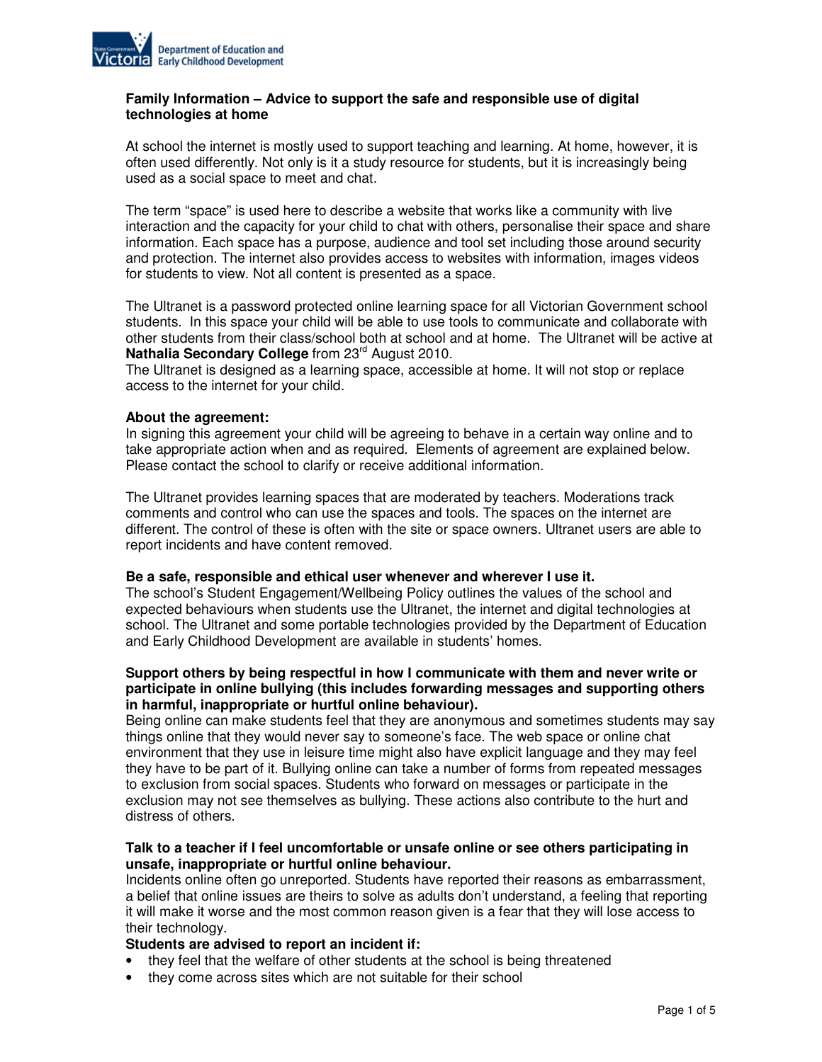Department of Education and Early Childhood Development

**Family Information – Advice to support the safe and responsible use of digital technologies at home**

At school the internet is mostly used to support teaching and learning. At home, however, it is often used differently. Not only is it a study resource for students, but it is increasingly being used as a social space to meet and chat.

The term "space" is used here to describe a website that works like a community with live interaction and the capacity for your child to chat with others, personalise their space and share information. Each space has a purpose, audience and tool set including those around security and protection. The internet also provides access to websites with information, images videos for students to view. Not all content is presented as a space.

The Ultranet is a password protected online learning space for all Victorian Government school students. In this space your child will be able to use tools to communicate and collaborate with other students from their class/school both at school and at home. The Ultranet will be active at **Nathalia Secondary College** from 23rd August 2010.
The Ultranet is designed as a learning space, accessible at home. It will not stop or replace access to the internet for your child.

**About the agreement:**
In signing this agreement your child will be agreeing to behave in a certain way online and to take appropriate action when and as required. Elements of agreement are explained below. Please contact the school to clarify or receive additional information.

The Ultranet provides learning spaces that are moderated by teachers. Moderations track comments and control who can use the spaces and tools. The spaces on the internet are different. The control of these is often with the site or space owners. Ultranet users are able to report incidents and have content removed.

**Be a safe, responsible and ethical user whenever and wherever I use it.**
The school's Student Engagement/Wellbeing Policy outlines the values of the school and expected behaviours when students use the Ultranet, the internet and digital technologies at school. The Ultranet and some portable technologies provided by the Department of Education and Early Childhood Development are available in students' homes.

**Support others by being respectful in how I communicate with them and never write or participate in online bullying (this includes forwarding messages and supporting others in harmful, inappropriate or hurtful online behaviour).**
Being online can make students feel that they are anonymous and sometimes students may say things online that they would never say to someone's face. The web space or online chat environment that they use in leisure time might also have explicit language and they may feel they have to be part of it. Bullying online can take a number of forms from repeated messages to exclusion from social spaces. Students who forward on messages or participate in the exclusion may not see themselves as bullying. These actions also contribute to the hurt and distress of others.

**Talk to a teacher if I feel uncomfortable or unsafe online or see others participating in unsafe, inappropriate or hurtful online behaviour.**
Incidents online often go unreported. Students have reported their reasons as embarrassment, a belief that online issues are theirs to solve as adults don't understand, a feeling that reporting it will make it worse and the most common reason given is a fear that they will lose access to their technology.

**Students are advised to report an incident if:**

- they feel that the welfare of other students at the school is being threatened
- they come across sites which are not suitable for their school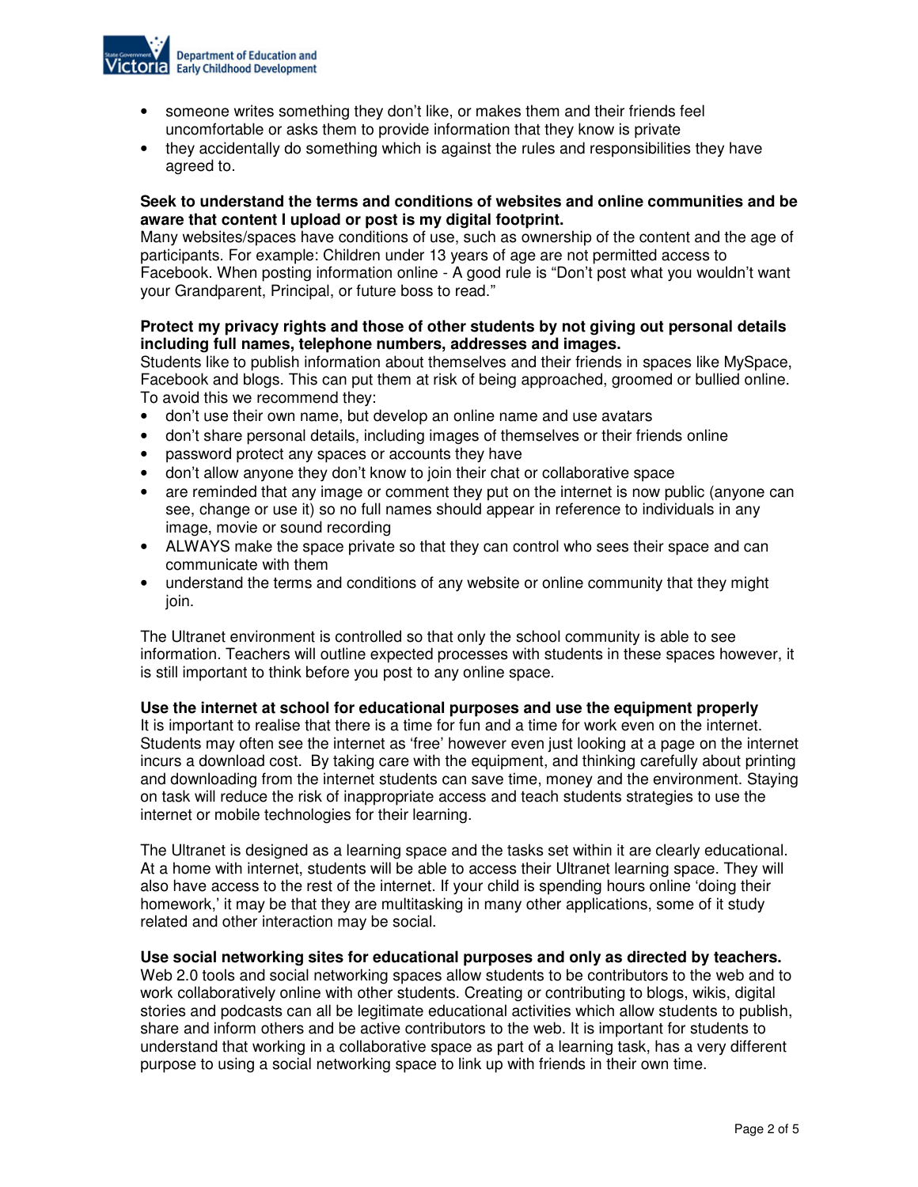- someone writes something they don't like, or makes them and their friends feel uncomfortable or asks them to provide information that they know is private
- they accidentally do something which is against the rules and responsibilities they have agreed to.

**Seek to understand the terms and conditions of websites and online communities and be aware that content I upload or post is my digital footprint.**
Many websites/spaces have conditions of use, such as ownership of the content and the age of participants. For example: Children under 13 years of age are not permitted access to Facebook. When posting information online - A good rule is "Don't post what you wouldn't want your Grandparent, Principal, or future boss to read."

**Protect my privacy rights and those of other students by not giving out personal details including full names, telephone numbers, addresses and images.**
Students like to publish information about themselves and their friends in spaces like MySpace, Facebook and blogs. This can put them at risk of being approached, groomed or bullied online. To avoid this we recommend they:

- don't use their own name, but develop an online name and use avatars
- don't share personal details, including images of themselves or their friends online
- password protect any spaces or accounts they have
- don't allow anyone they don't know to join their chat or collaborative space
- are reminded that any image or comment they put on the internet is now public (anyone can see, change or use it) so no full names should appear in reference to individuals in any image, movie or sound recording
- ALWAYS make the space private so that they can control who sees their space and can communicate with them
- understand the terms and conditions of any website or online community that they might join.

The Ultranet environment is controlled so that only the school community is able to see information. Teachers will outline expected processes with students in these spaces however, it is still important to think before you post to any online space.

**Use the internet at school for educational purposes and use the equipment properly**
It is important to realise that there is a time for fun and a time for work even on the internet. Students may often see the internet as 'free' however even just looking at a page on the internet incurs a download cost. By taking care with the equipment, and thinking carefully about printing and downloading from the internet students can save time, money and the environment. Staying on task will reduce the risk of inappropriate access and teach students strategies to use the internet or mobile technologies for their learning.

The Ultranet is designed as a learning space and the tasks set within it are clearly educational. At a home with internet, students will be able to access their Ultranet learning space. They will also have access to the rest of the internet. If your child is spending hours online 'doing their homework,' it may be that they are multitasking in many other applications, some of it study related and other interaction may be social.

**Use social networking sites for educational purposes and only as directed by teachers.**
Web 2.0 tools and social networking spaces allow students to be contributors to the web and to work collaboratively online with other students. Creating or contributing to blogs, wikis, digital stories and podcasts can all be legitimate educational activities which allow students to publish, share and inform others and be active contributors to the web. It is important for students to understand that working in a collaborative space as part of a learning task, has a very different purpose to using a social networking space to link up with friends in their own time.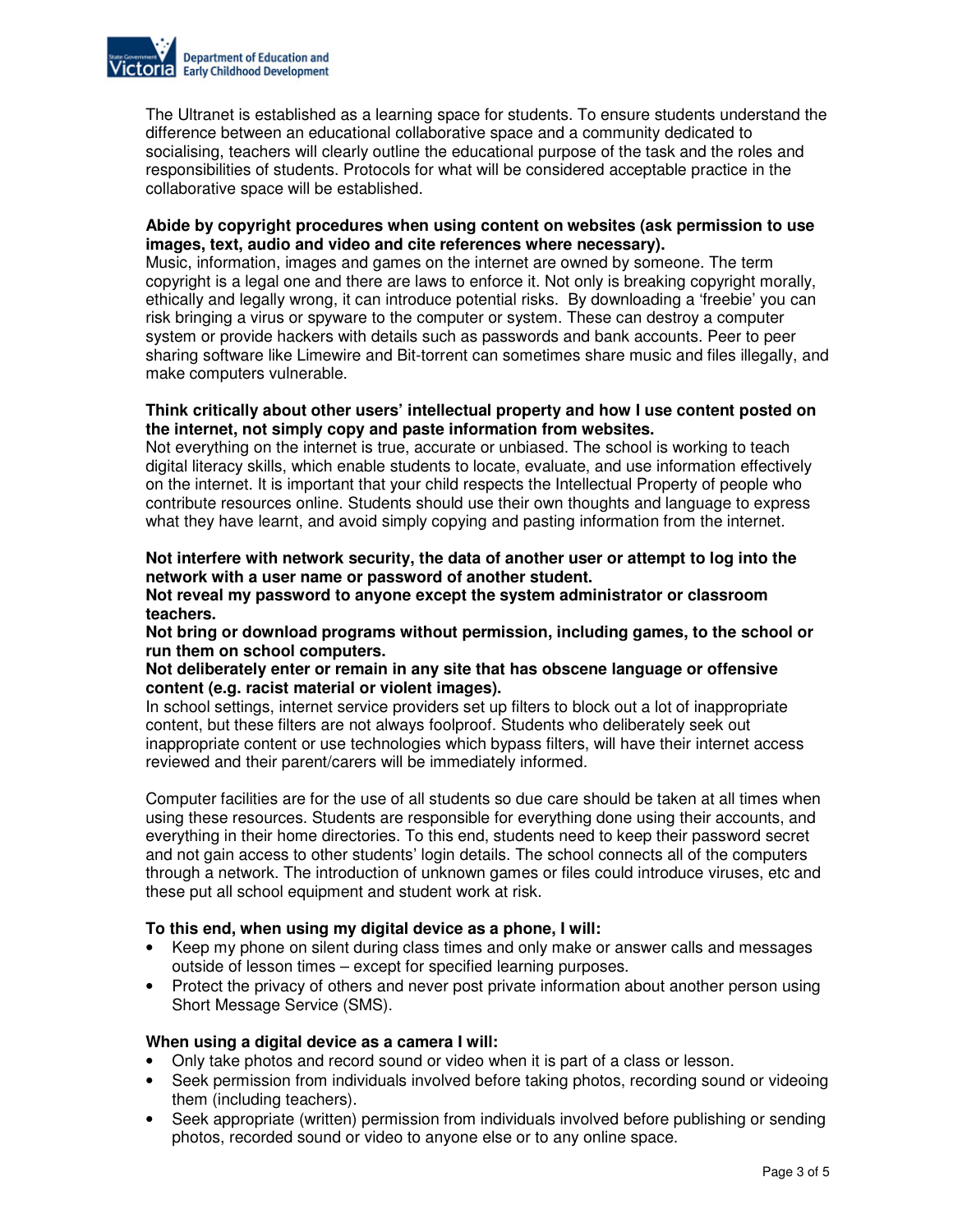The Ultranet is established as a learning space for students. To ensure students understand the difference between an educational collaborative space and a community dedicated to socialising, teachers will clearly outline the educational purpose of the task and the roles and responsibilities of students. Protocols for what will be considered acceptable practice in the collaborative space will be established.

**Abide by copyright procedures when using content on websites (ask permission to use images, text, audio and video and cite references where necessary).**
Music, information, images and games on the internet are owned by someone. The term copyright is a legal one and there are laws to enforce it. Not only is breaking copyright morally, ethically and legally wrong, it can introduce potential risks. By downloading a 'freebie' you can risk bringing a virus or spyware to the computer or system. These can destroy a computer system or provide hackers with details such as passwords and bank accounts. Peer to peer sharing software like Limewire and Bit-torrent can sometimes share music and files illegally, and make computers vulnerable.

**Think critically about other users' intellectual property and how I use content posted on the internet, not simply copy and paste information from websites.**
Not everything on the internet is true, accurate or unbiased. The school is working to teach digital literacy skills, which enable students to locate, evaluate, and use information effectively on the internet. It is important that your child respects the Intellectual Property of people who contribute resources online. Students should use their own thoughts and language to express what they have learnt, and avoid simply copying and pasting information from the internet.

**Not interfere with network security, the data of another user or attempt to log into the network with a user name or password of another student.**
**Not reveal my password to anyone except the system administrator or classroom teachers.**
**Not bring or download programs without permission, including games, to the school or run them on school computers.**
**Not deliberately enter or remain in any site that has obscene language or offensive content (e.g. racist material or violent images).**
In school settings, internet service providers set up filters to block out a lot of inappropriate content, but these filters are not always foolproof. Students who deliberately seek out inappropriate content or use technologies which bypass filters, will have their internet access reviewed and their parent/carers will be immediately informed.

Computer facilities are for the use of all students so due care should be taken at all times when using these resources. Students are responsible for everything done using their accounts, and everything in their home directories. To this end, students need to keep their password secret and not gain access to other students' login details. The school connects all of the computers through a network. The introduction of unknown games or files could introduce viruses, etc and these put all school equipment and student work at risk.

**To this end, when using my digital device as a phone, I will:**

- Keep my phone on silent during class times and only make or answer calls and messages outside of lesson times – except for specified learning purposes.
- Protect the privacy of others and never post private information about another person using Short Message Service (SMS).

**When using a digital device as a camera I will:**

- Only take photos and record sound or video when it is part of a class or lesson.
- Seek permission from individuals involved before taking photos, recording sound or videoing them (including teachers).
- Seek appropriate (written) permission from individuals involved before publishing or sending photos, recorded sound or video to anyone else or to any online space.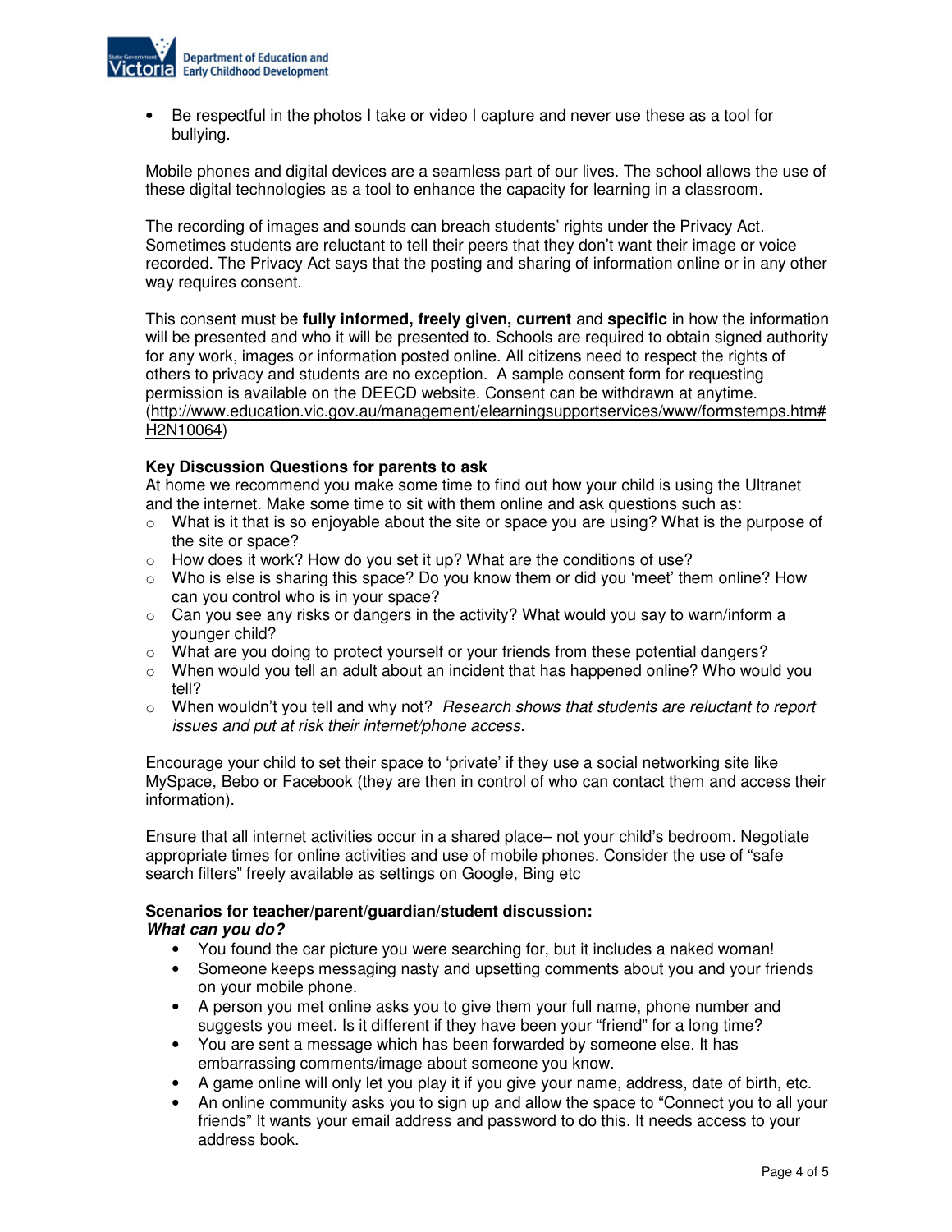- Be respectful in the photos I take or video I capture and never use these as a tool for bullying.

Mobile phones and digital devices are a seamless part of our lives. The school allows the use of these digital technologies as a tool to enhance the capacity for learning in a classroom.

The recording of images and sounds can breach students' rights under the Privacy Act. Sometimes students are reluctant to tell their peers that they don't want their image or voice recorded. The Privacy Act says that the posting and sharing of information online or in any other way requires consent.

This consent must be **fully informed, freely given, current** and **specific** in how the information will be presented and who it will be presented to. Schools are required to obtain signed authority for any work, images or information posted online. All citizens need to respect the rights of others to privacy and students are no exception. A sample consent form for requesting permission is available on the DEECD website. Consent can be withdrawn at anytime. (http://www.education.vic.gov.au/management/elearningsupportservices/www/formstemps.htm#H2N10064)

**Key Discussion Questions for parents to ask**

At home we recommend you make some time to find out how your child is using the Ultranet and the internet. Make some time to sit with them online and ask questions such as:

- What is it that is so enjoyable about the site or space you are using? What is the purpose of the site or space?
- How does it work? How do you set it up? What are the conditions of use?
- Who is else is sharing this space? Do you know them or did you 'meet' them online? How can you control who is in your space?
- Can you see any risks or dangers in the activity? What would you say to warn/inform a younger child?
- What are you doing to protect yourself or your friends from these potential dangers?
- When would you tell an adult about an incident that has happened online? Who would you tell?
- When wouldn't you tell and why not? *Research shows that students are reluctant to report issues and put at risk their internet/phone access*.

Encourage your child to set their space to 'private' if they use a social networking site like MySpace, Bebo or Facebook (they are then in control of who can contact them and access their information).

Ensure that all internet activities occur in a shared place– not your child's bedroom. Negotiate appropriate times for online activities and use of mobile phones. Consider the use of "safe search filters" freely available as settings on Google, Bing etc

**Scenarios for teacher/parent/guardian/student discussion:**
***What can you do?***

- You found the car picture you were searching for, but it includes a naked woman!
- Someone keeps messaging nasty and upsetting comments about you and your friends on your mobile phone.
- A person you met online asks you to give them your full name, phone number and suggests you meet. Is it different if they have been your "friend" for a long time?
- You are sent a message which has been forwarded by someone else. It has embarrassing comments/image about someone you know.
- A game online will only let you play it if you give your name, address, date of birth, etc.
- An online community asks you to sign up and allow the space to "Connect you to all your friends" It wants your email address and password to do this. It needs access to your address book.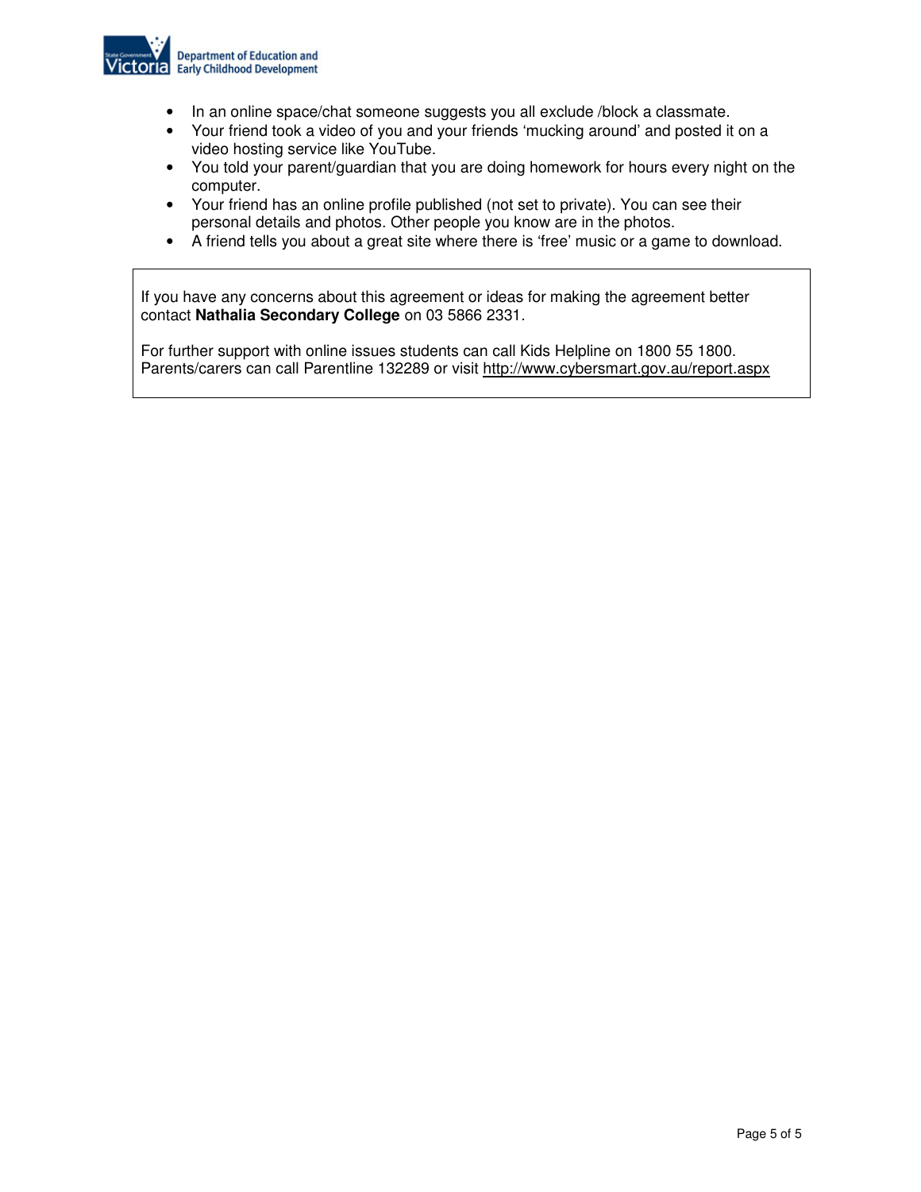- In an online space/chat someone suggests you all exclude /block a classmate.
- Your friend took a video of you and your friends 'mucking around' and posted it on a video hosting service like YouTube.
- You told your parent/guardian that you are doing homework for hours every night on the computer.
- Your friend has an online profile published (not set to private). You can see their personal details and photos. Other people you know are in the photos.
- A friend tells you about a great site where there is 'free' music or a game to download.

If you have any concerns about this agreement or ideas for making the agreement better contact **Nathalia Secondary College** on 03 5866 2331.

For further support with online issues students can call Kids Helpline on 1800 55 1800. Parents/carers can call Parentline 132289 or visit http://www.cybersmart.gov.au/report.aspx